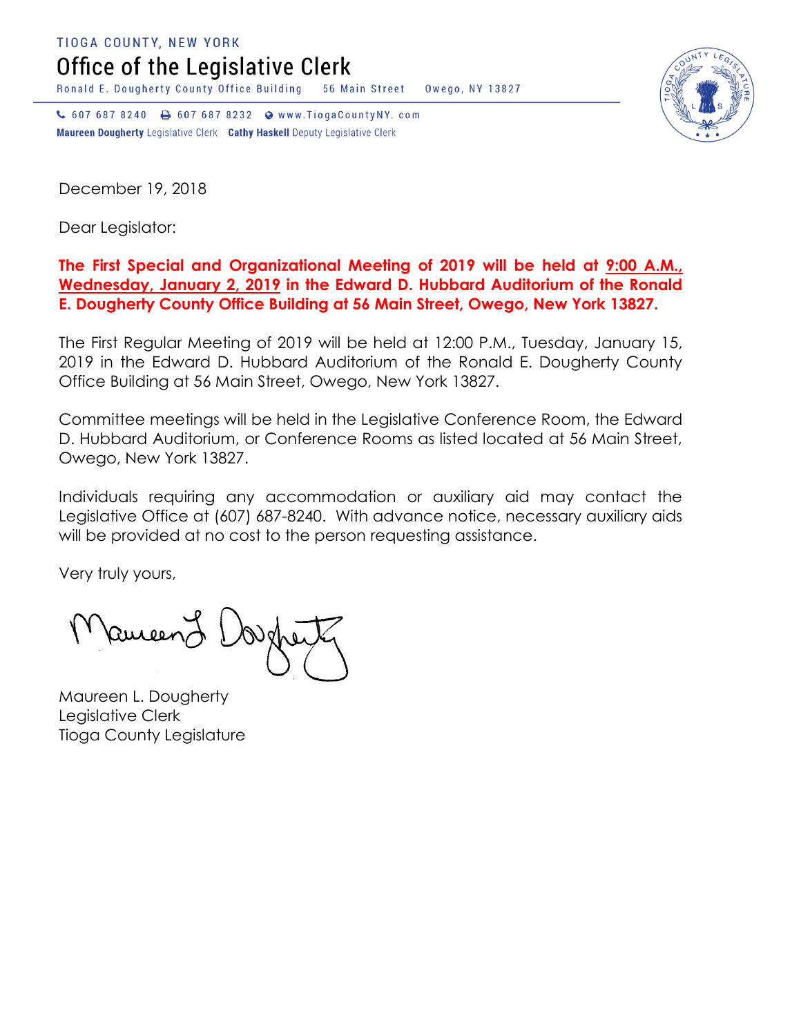TIOGA COUNTY, NEW YORK

# Office of the Legislative Clerk

Ronald E. Dougherty County Office Building 56 Main Street Owego, NY 13827

607 687 8240 607 687 8232 www.TiogaCountyNY.com

**Maureen Dougherty** Legislative Clerk **Cathy Haskell** Deputy Legislative Clerk

December 19, 2018

Dear Legislator:

**The First Special and Organizational Meeting of 2019 will be held at 9:00 A.M., Wednesday, January 2, 2019 in the Edward D. Hubbard Auditorium of the Ronald E. Dougherty County Office Building at 56 Main Street, Owego, New York 13827.**

The First Regular Meeting of 2019 will be held at 12:00 P.M., Tuesday, January 15, 2019 in the Edward D. Hubbard Auditorium of the Ronald E. Dougherty County Office Building at 56 Main Street, Owego, New York 13827.

Committee meetings will be held in the Legislative Conference Room, the Edward D. Hubbard Auditorium, or Conference Rooms as listed located at 56 Main Street, Owego, New York 13827.

Individuals requiring any accommodation or auxiliary aid may contact the Legislative Office at (607) 687-8240. With advance notice, necessary auxiliary aids will be provided at no cost to the person requesting assistance.

Very truly yours,

Maureen L. Dougherty
Legislative Clerk
Tioga County Legislature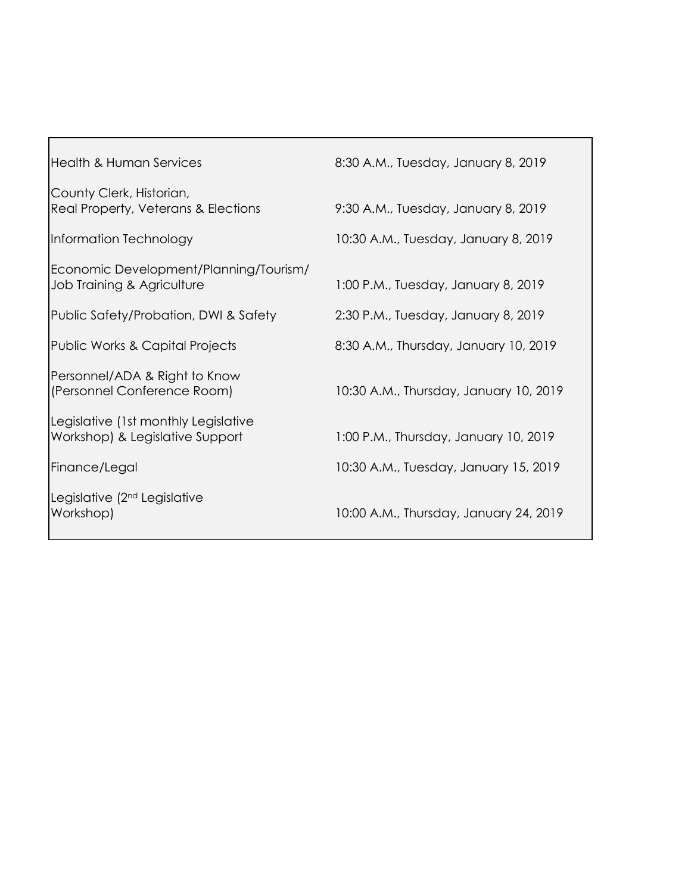| | |
|---|---|
| Health & Human Services | 8:30 A.M., Tuesday, January 8, 2019 |
| County Clerk, Historian, Real Property, Veterans & Elections | 9:30 A.M., Tuesday, January 8, 2019 |
| Information Technology | 10:30 A.M., Tuesday, January 8, 2019 |
| Economic Development/Planning/Tourism/ Job Training & Agriculture | 1:00 P.M., Tuesday, January 8, 2019 |
| Public Safety/Probation, DWI & Safety | 2:30 P.M., Tuesday, January 8, 2019 |
| Public Works & Capital Projects | 8:30 A.M., Thursday, January 10, 2019 |
| Personnel/ADA & Right to Know (Personnel Conference Room) | 10:30 A.M., Thursday, January 10, 2019 |
| Legislative (1st monthly Legislative Workshop) & Legislative Support | 1:00 P.M., Thursday, January 10, 2019 |
| Finance/Legal | 10:30 A.M., Tuesday, January 15, 2019 |
| Legislative (2nd Legislative Workshop) | 10:00 A.M., Thursday, January 24, 2019 |